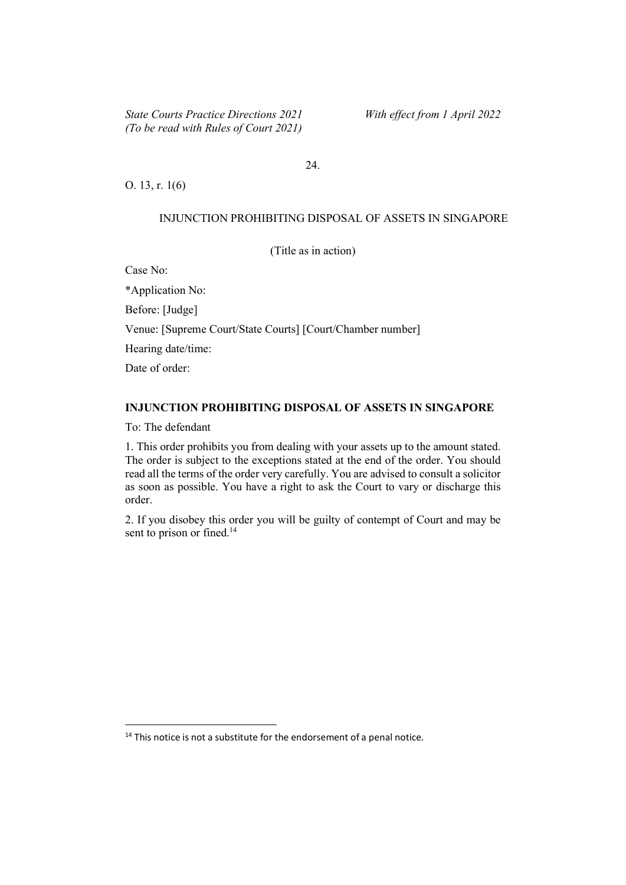24.

O. 13, r. 1(6)

INJUNCTION PROHIBITING DISPOSAL OF ASSETS IN SINGAPORE

(Title as in action)

Case No:

*Application No:

Before: [Judge]

Venue: [Supreme Court/State Courts] [Court/Chamber number]

Hearing date/time:

Date of order:

**INJUNCTION PROHIBITING DISPOSAL OF ASSETS IN SINGAPORE**

To: The defendant

1. This order prohibits you from dealing with your assets up to the amount stated. The order is subject to the exceptions stated at the end of the order. You should read all the terms of the order very carefully. You are advised to consult a solicitor as soon as possible. You have a right to ask the Court to vary or discharge this order.

2. If you disobey this order you will be guilty of contempt of Court and may be sent to prison or fined.[14]

[14] This notice is not a substitute for the endorsement of a penal notice.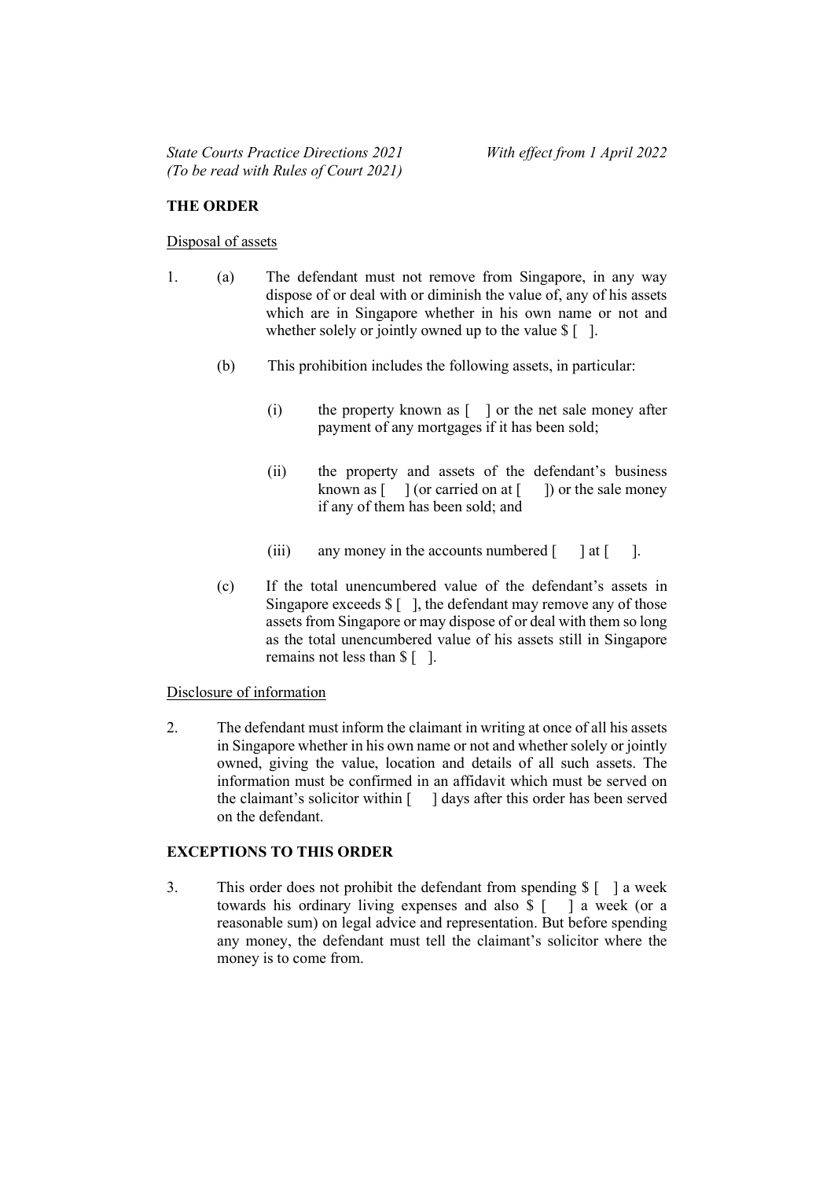## THE ORDER

Disposal of assets

1. (a) The defendant must not remove from Singapore, in any way dispose of or deal with or diminish the value of, any of his assets which are in Singapore whether in his own name or not and whether solely or jointly owned up to the value $ [ ].

   (b) This prohibition includes the following assets, in particular:

   (i) the property known as [ ] or the net sale money after payment of any mortgages if it has been sold;

   (ii) the property and assets of the defendant's business known as [ ] (or carried on at [ ]) or the sale money if any of them has been sold; and

   (iii) any money in the accounts numbered [ ] at [ ].

   (c) If the total unencumbered value of the defendant's assets in Singapore exceeds $ [ ], the defendant may remove any of those assets from Singapore or may dispose of or deal with them so long as the total unencumbered value of his assets still in Singapore remains not less than $ [ ].

Disclosure of information

2. The defendant must inform the claimant in writing at once of all his assets in Singapore whether in his own name or not and whether solely or jointly owned, giving the value, location and details of all such assets. The information must be confirmed in an affidavit which must be served on the claimant's solicitor within [ ] days after this order has been served on the defendant.

## EXCEPTIONS TO THIS ORDER

3. This order does not prohibit the defendant from spending $ [ ] a week towards his ordinary living expenses and also $ [ ] a week (or a reasonable sum) on legal advice and representation. But before spending any money, the defendant must tell the claimant's solicitor where the money is to come from.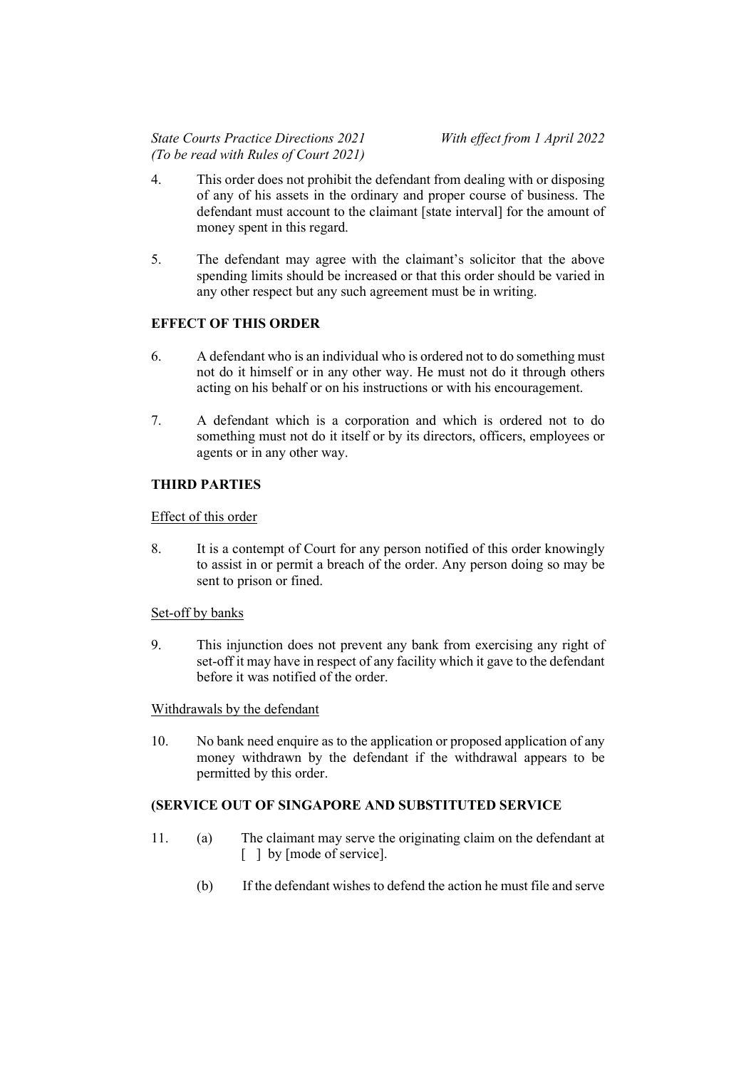4. This order does not prohibit the defendant from dealing with or disposing of any of his assets in the ordinary and proper course of business. The defendant must account to the claimant [state interval] for the amount of money spent in this regard.

5. The defendant may agree with the claimant's solicitor that the above spending limits should be increased or that this order should be varied in any other respect but any such agreement must be in writing.

**EFFECT OF THIS ORDER**

6. A defendant who is an individual who is ordered not to do something must not do it himself or in any other way. He must not do it through others acting on his behalf or on his instructions or with his encouragement.

7. A defendant which is a corporation and which is ordered not to do something must not do it itself or by its directors, officers, employees or agents or in any other way.

**THIRD PARTIES**

Effect of this order

8. It is a contempt of Court for any person notified of this order knowingly to assist in or permit a breach of the order. Any person doing so may be sent to prison or fined.

Set-off by banks

9. This injunction does not prevent any bank from exercising any right of set-off it may have in respect of any facility which it gave to the defendant before it was notified of the order.

Withdrawals by the defendant

10. No bank need enquire as to the application or proposed application of any money withdrawn by the defendant if the withdrawal appears to be permitted by this order.

**(SERVICE OUT OF SINGAPORE AND SUBSTITUTED SERVICE**

11. (a) The claimant may serve the originating claim on the defendant at [ ] by [mode of service].

    (b) If the defendant wishes to defend the action he must file and serve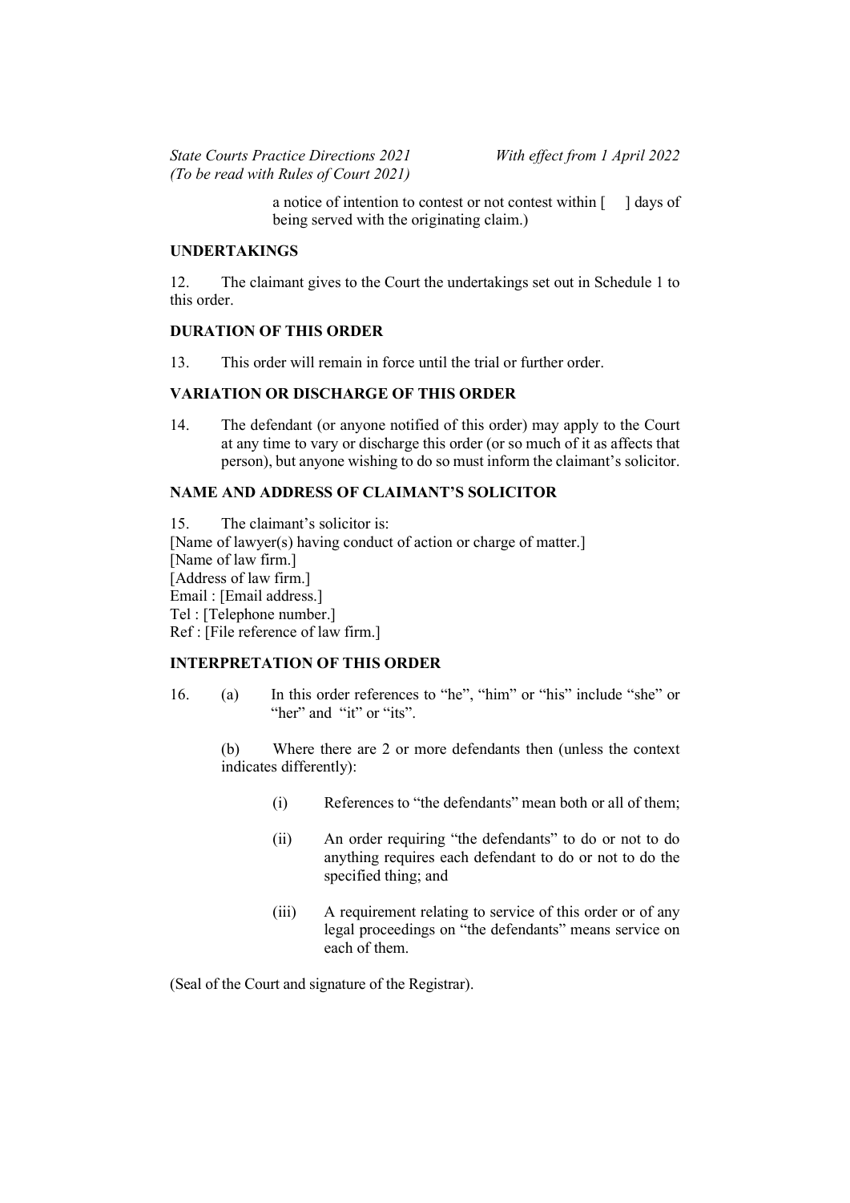a notice of intention to contest or not contest within [     ] days of being served with the originating claim.)

**UNDERTAKINGS**

12. The claimant gives to the Court the undertakings set out in Schedule 1 to this order.

**DURATION OF THIS ORDER**

13. This order will remain in force until the trial or further order.

**VARIATION OR DISCHARGE OF THIS ORDER**

14. The defendant (or anyone notified of this order) may apply to the Court at any time to vary or discharge this order (or so much of it as affects that person), but anyone wishing to do so must inform the claimant's solicitor.

**NAME AND ADDRESS OF CLAIMANT'S SOLICITOR**

15. The claimant's solicitor is:
[Name of lawyer(s) having conduct of action or charge of matter.]
[Name of law firm.]
[Address of law firm.]
Email : [Email address.]
Tel : [Telephone number.]
Ref : [File reference of law firm.]

**INTERPRETATION OF THIS ORDER**

16. (a) In this order references to "he", "him" or "his" include "she" or "her" and "it" or "its".

(b) Where there are 2 or more defendants then (unless the context indicates differently):

(i) References to "the defendants" mean both or all of them;

(ii) An order requiring "the defendants" to do or not to do anything requires each defendant to do or not to do the specified thing; and

(iii) A requirement relating to service of this order or of any legal proceedings on "the defendants" means service on each of them.

(Seal of the Court and signature of the Registrar).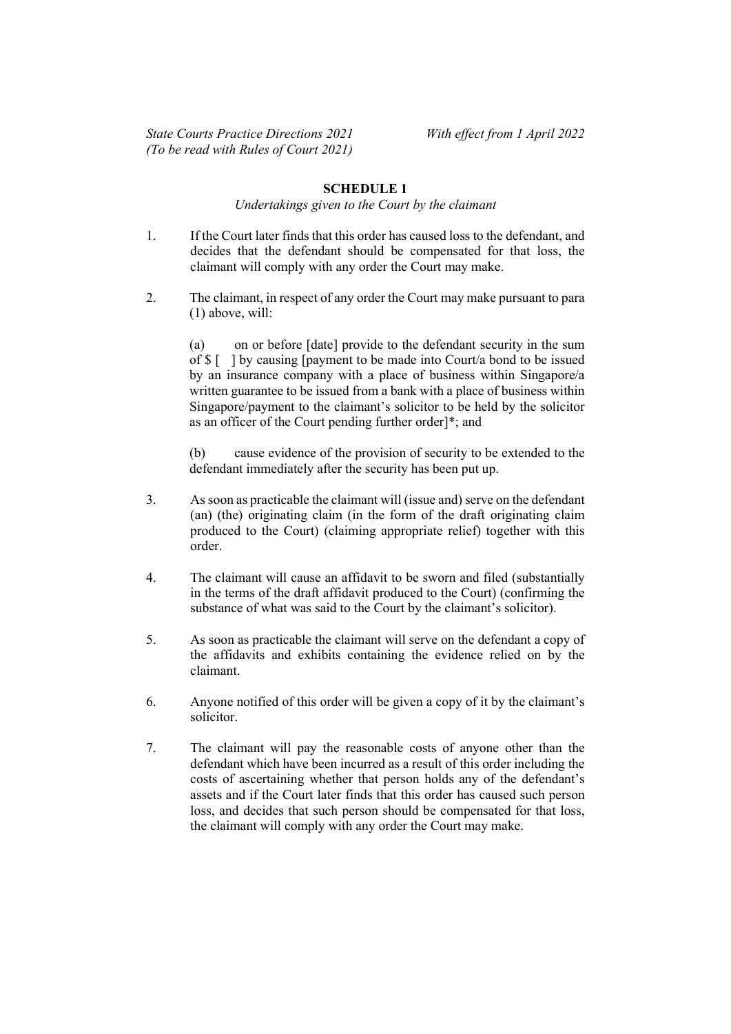**SCHEDULE 1**

*Undertakings given to the Court by the claimant*

1. If the Court later finds that this order has caused loss to the defendant, and decides that the defendant should be compensated for that loss, the claimant will comply with any order the Court may make.

2. The claimant, in respect of any order the Court may make pursuant to para (1) above, will:

   (a) on or before [date] provide to the defendant security in the sum of $ [ ] by causing [payment to be made into Court/a bond to be issued by an insurance company with a place of business within Singapore/a written guarantee to be issued from a bank with a place of business within Singapore/payment to the claimant's solicitor to be held by the solicitor as an officer of the Court pending further order]*; and

   (b) cause evidence of the provision of security to be extended to the defendant immediately after the security has been put up.

3. As soon as practicable the claimant will (issue and) serve on the defendant (an) (the) originating claim (in the form of the draft originating claim produced to the Court) (claiming appropriate relief) together with this order.

4. The claimant will cause an affidavit to be sworn and filed (substantially in the terms of the draft affidavit produced to the Court) (confirming the substance of what was said to the Court by the claimant's solicitor).

5. As soon as practicable the claimant will serve on the defendant a copy of the affidavits and exhibits containing the evidence relied on by the claimant.

6. Anyone notified of this order will be given a copy of it by the claimant's solicitor.

7. The claimant will pay the reasonable costs of anyone other than the defendant which have been incurred as a result of this order including the costs of ascertaining whether that person holds any of the defendant's assets and if the Court later finds that this order has caused such person loss, and decides that such person should be compensated for that loss, the claimant will comply with any order the Court may make.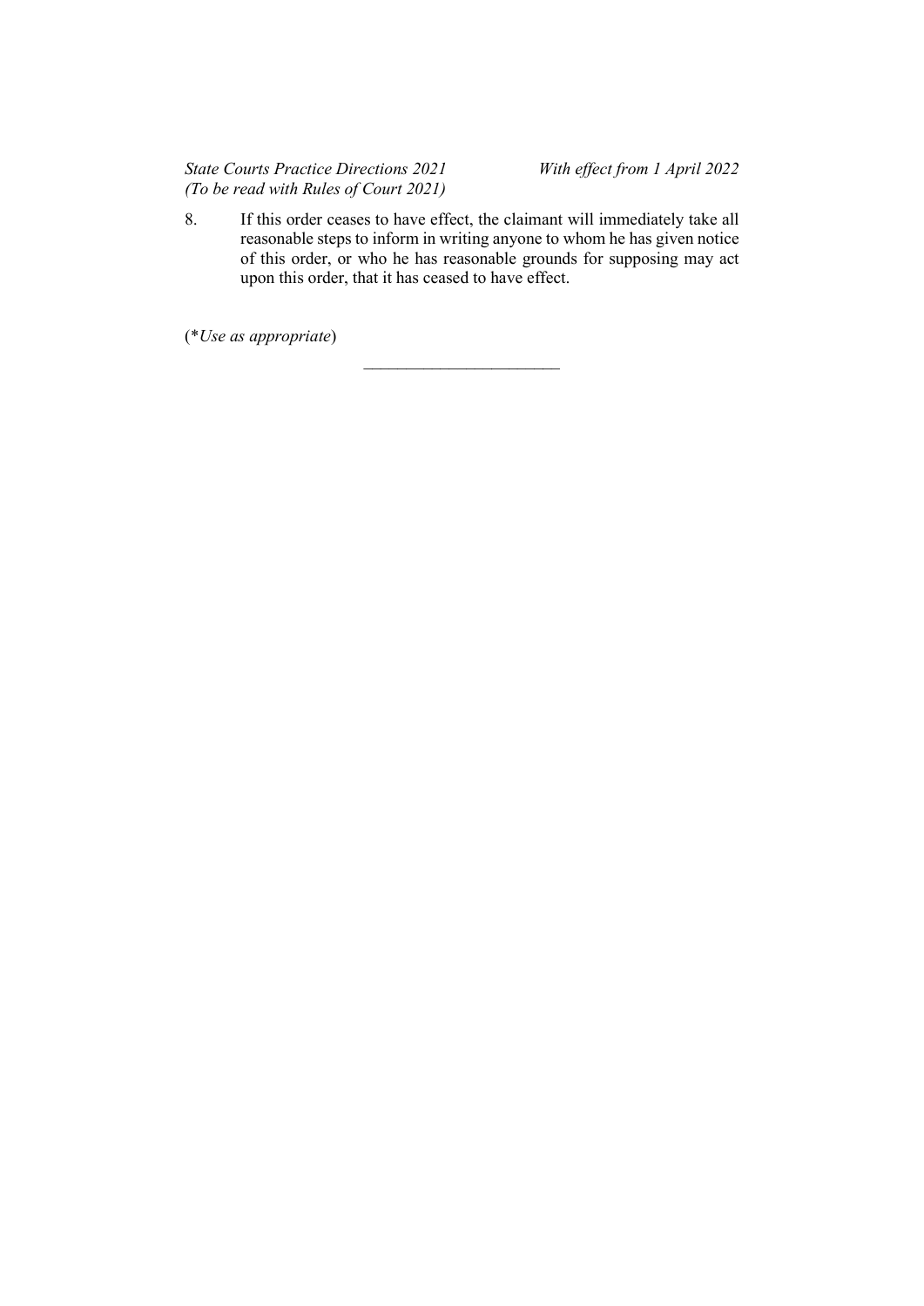8. If this order ceases to have effect, the claimant will immediately take all reasonable steps to inform in writing anyone to whom he has given notice of this order, or who he has reasonable grounds for supposing may act upon this order, that it has ceased to have effect.

(*Use as appropriate*)

---